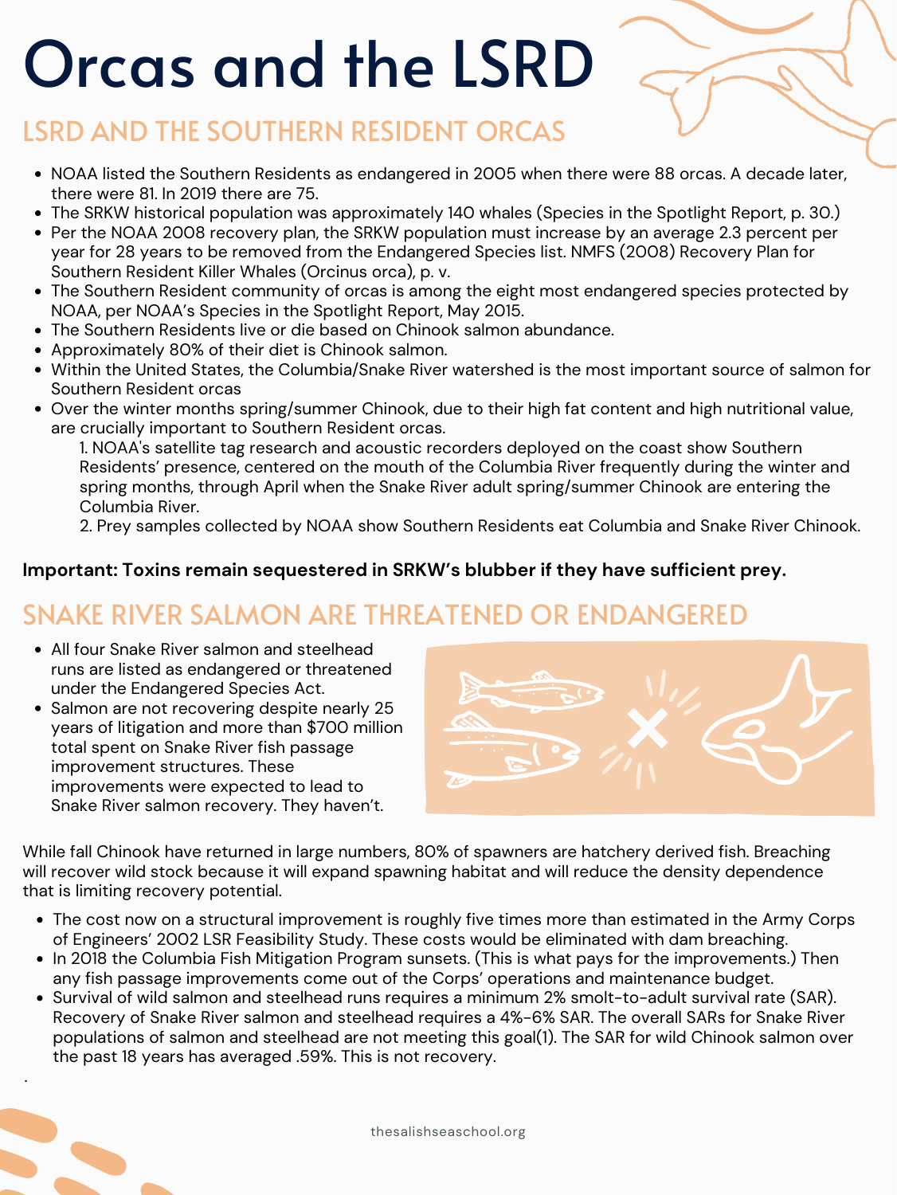# Orcas and the LSRD

## LSRD AND THE SOUTHERN RESIDENT ORCAS

- NOAA listed the Southern Residents as endangered in 2005 when there were 88 orcas. A decade later, there were 81. In 2019 there are 75.
- The SRKW historical population was approximately 140 whales (Species in the Spotlight Report, p. 30.)
- Per the NOAA 2008 recovery plan, the SRKW population must increase by an average 2.3 percent per year for 28 years to be removed from the Endangered Species list. NMFS (2008) Recovery Plan for Southern Resident Killer Whales (Orcinus orca), p. v.
- The Southern Resident community of orcas is among the eight most endangered species protected by NOAA, per NOAA's Species in the Spotlight Report, May 2015.
- The Southern Residents live or die based on Chinook salmon abundance.
- Approximately 80% of their diet is Chinook salmon.
- Within the United States, the Columbia/Snake River watershed is the most important source of salmon for Southern Resident orcas
- Over the winter months spring/summer Chinook, due to their high fat content and high nutritional value, are crucially important to Southern Resident orcas.
    1. NOAA's satellite tag research and acoustic recorders deployed on the coast show Southern Residents' presence, centered on the mouth of the Columbia River frequently during the winter and spring months, through April when the Snake River adult spring/summer Chinook are entering the Columbia River.
    2. Prey samples collected by NOAA show Southern Residents eat Columbia and Snake River Chinook.

**Important: Toxins remain sequestered in SRKW's blubber if they have sufficient prey.**

## SNAKE RIVER SALMON ARE THREATENED OR ENDANGERED

- All four Snake River salmon and steelhead runs are listed as endangered or threatened under the Endangered Species Act.
- Salmon are not recovering despite nearly 25 years of litigation and more than $700 million total spent on Snake River fish passage improvement structures. These improvements were expected to lead to Snake River salmon recovery. They haven't.

While fall Chinook have returned in large numbers, 80% of spawners are hatchery derived fish. Breaching will recover wild stock because it will expand spawning habitat and will reduce the density dependence that is limiting recovery potential.

- The cost now on a structural improvement is roughly five times more than estimated in the Army Corps of Engineers' 2002 LSR Feasibility Study. These costs would be eliminated with dam breaching.
- In 2018 the Columbia Fish Mitigation Program sunsets. (This is what pays for the improvements.) Then any fish passage improvements come out of the Corps' operations and maintenance budget.
- Survival of wild salmon and steelhead runs requires a minimum 2% smolt-to-adult survival rate (SAR). Recovery of Snake River salmon and steelhead requires a 4%-6% SAR. The overall SARs for Snake River populations of salmon and steelhead are not meeting this goal(1). The SAR for wild Chinook salmon over the past 18 years has averaged .59%. This is not recovery.

thesalishseaschool.org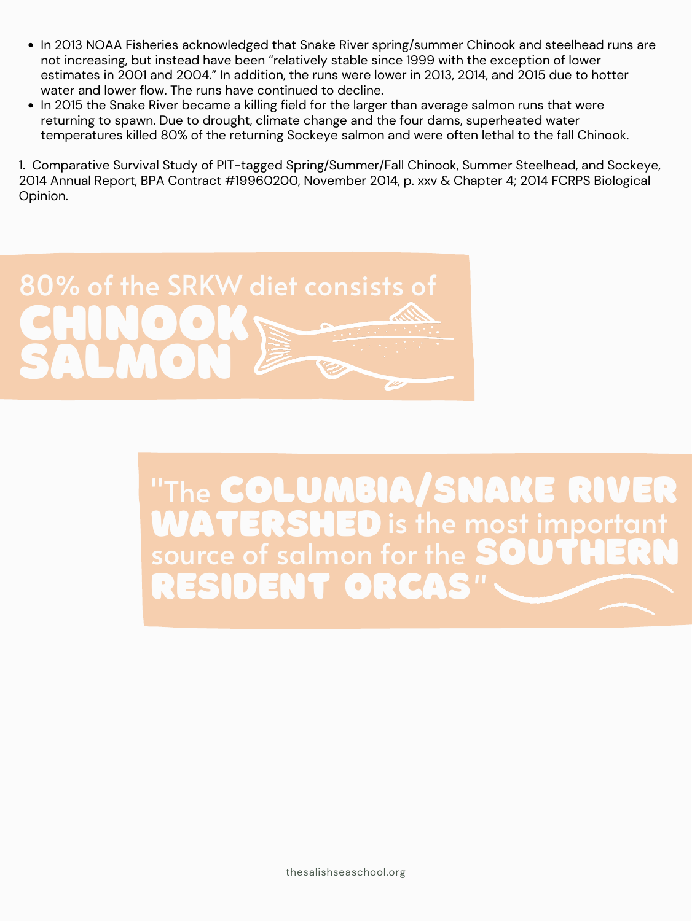- In 2013 NOAA Fisheries acknowledged that Snake River spring/summer Chinook and steelhead runs are not increasing, but instead have been "relatively stable since 1999 with the exception of lower estimates in 2001 and 2004." In addition, the runs were lower in 2013, 2014, and 2015 due to hotter water and lower flow. The runs have continued to decline.
- In 2015 the Snake River became a killing field for the larger than average salmon runs that were returning to spawn. Due to drought, climate change and the four dams, superheated water temperatures killed 80% of the returning Sockeye salmon and were often lethal to the fall Chinook.

1. Comparative Survival Study of PIT-tagged Spring/Summer/Fall Chinook, Summer Steelhead, and Sockeye, 2014 Annual Report, BPA Contract #19960200, November 2014, p. xxv & Chapter 4; 2014 FCRPS Biological Opinion.

80% of the SRKW diet consists of **CHINOOK SALMON**

"The **COLUMBIA/SNAKE RIVER WATERSHED** is the most important source of salmon for the **SOUTHERN RESIDENT ORCAS**"

thesalishseaschool.org